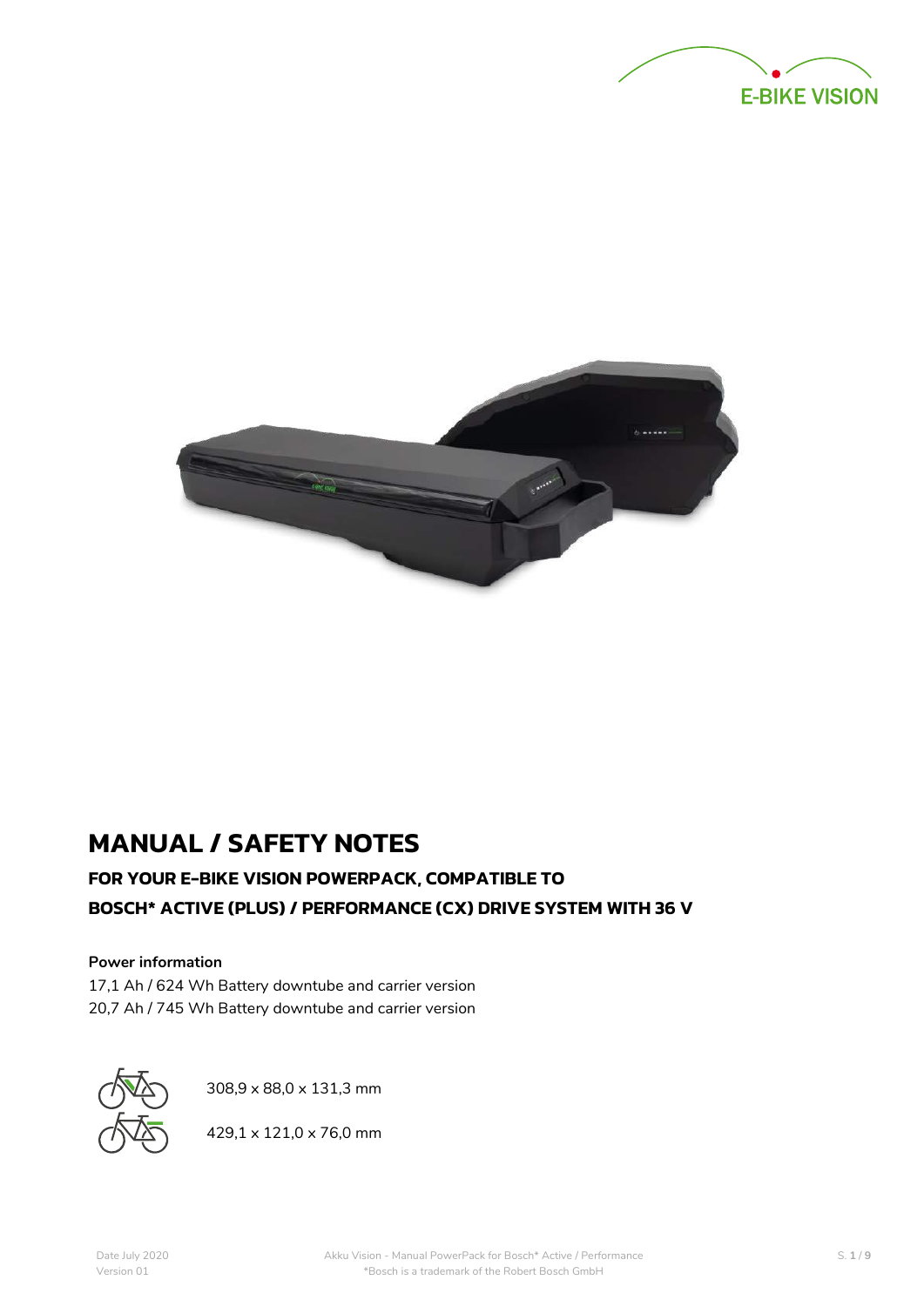# MANUAL / SAFETY NOTES

## FOR YOUR E-BIKE VISION POWERPACK, COMPATIBLE TO BOSCH* ACTIVE (PLUS) / PERFORMANCE (CX) DRIVE SYSTEM WITH 36 V

**Power information**

17,1 Ah / 624 Wh Battery downtube and carrier version
20,7 Ah / 745 Wh Battery downtube and carrier version

308,9 x 88,0 x 131,3 mm

429,1 x 121,0 x 76,0 mm

*Bosch is a trademark of the Robert Bosch GmbH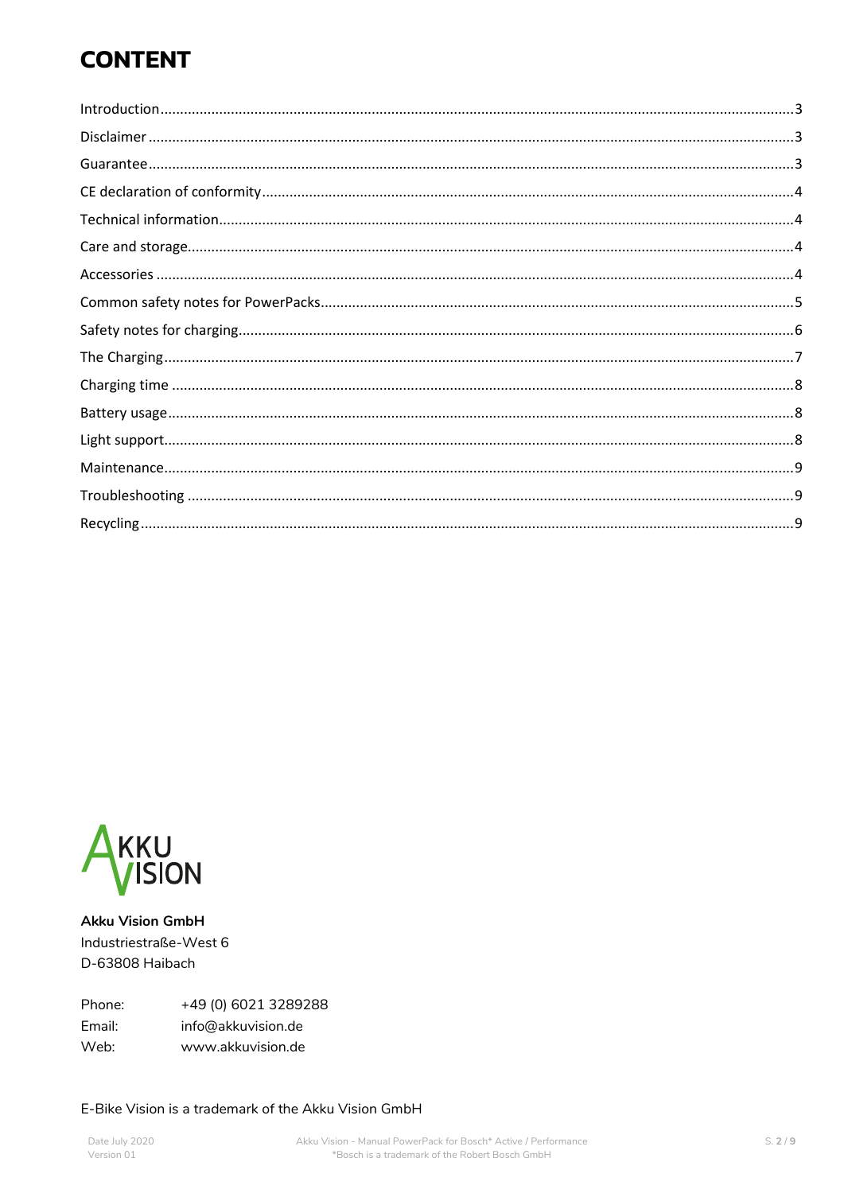# CONTENT

| | |
|---|---|
| Introduction | 3 |
| Disclaimer | 3 |
| Guarantee | 3 |
| CE declaration of conformity | 4 |
| Technical information | 4 |
| Care and storage | 4 |
| Accessories | 4 |
| Common safety notes for PowerPacks | 5 |
| Safety notes for charging | 6 |
| The Charging | 7 |
| Charging time | 8 |
| Battery usage | 8 |
| Light support | 8 |
| Maintenance | 9 |
| Troubleshooting | 9 |
| Recycling | 9 |

AKKU VISION

**Akku Vision GmbH**
Industriestraße-West 6
D-63808 Haibach

Phone: +49 (0) 6021 3289288
Email: info@akkuvision.de
Web: www.akkuvision.de

E-Bike Vision is a trademark of the Akku Vision GmbH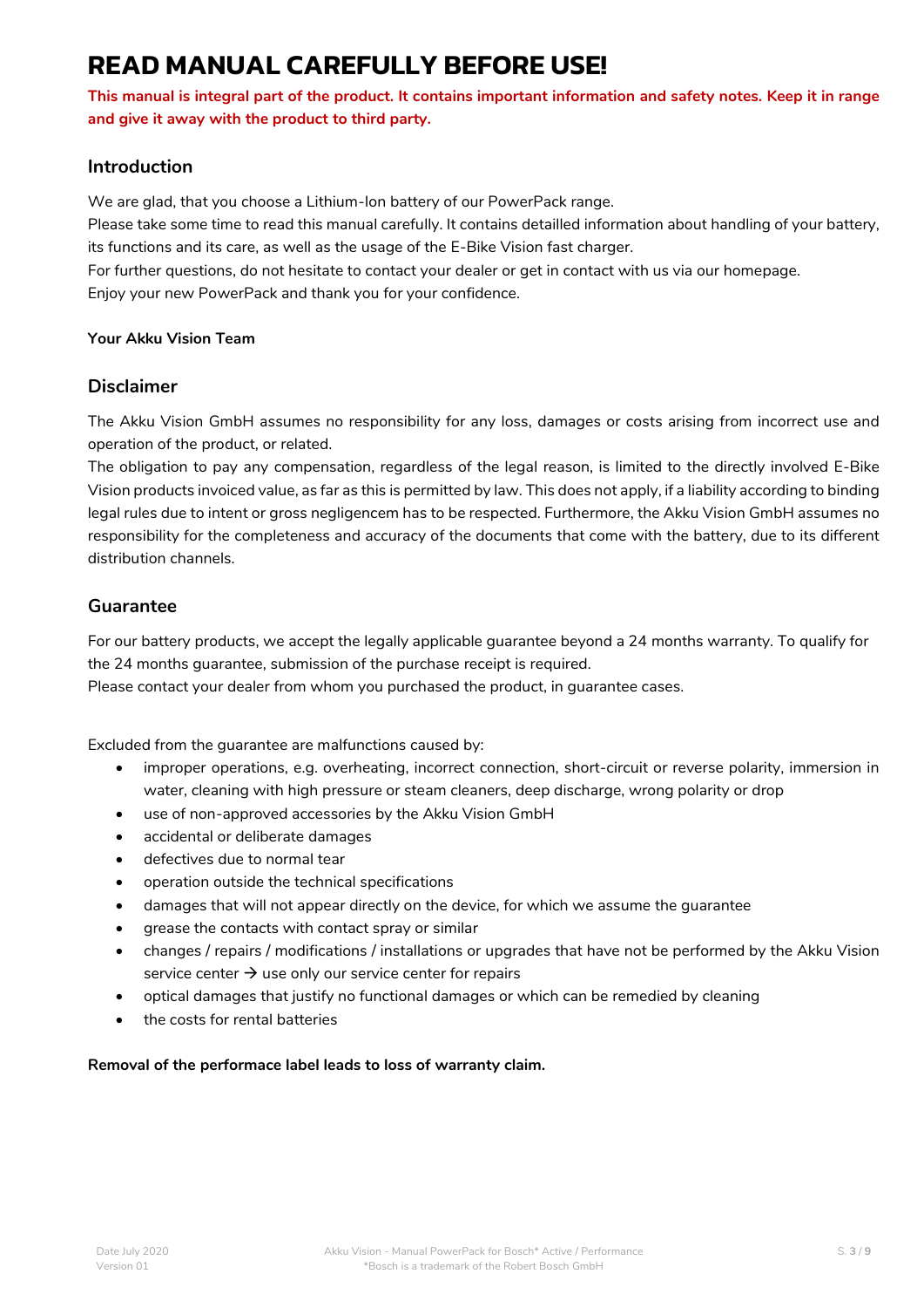# READ MANUAL CAREFULLY BEFORE USE!

**This manual is integral part of the product. It contains important information and safety notes. Keep it in range and give it away with the product to third party.**

## Introduction

We are glad, that you choose a Lithium-Ion battery of our PowerPack range.
Please take some time to read this manual carefully. It contains detailled information about handling of your battery, its functions and its care, as well as the usage of the E-Bike Vision fast charger.
For further questions, do not hesitate to contact your dealer or get in contact with us via our homepage.
Enjoy your new PowerPack and thank you for your confidence.

**Your Akku Vision Team**

## Disclaimer

The Akku Vision GmbH assumes no responsibility for any loss, damages or costs arising from incorrect use and operation of the product, or related.
The obligation to pay any compensation, regardless of the legal reason, is limited to the directly involved E-Bike Vision products invoiced value, as far as this is permitted by law. This does not apply, if a liability according to binding legal rules due to intent or gross negligencem has to be respected. Furthermore, the Akku Vision GmbH assumes no responsibility for the completeness and accuracy of the documents that come with the battery, due to its different distribution channels.

## Guarantee

For our battery products, we accept the legally applicable guarantee beyond a 24 months warranty. To qualify for the 24 months guarantee, submission of the purchase receipt is required.
Please contact your dealer from whom you purchased the product, in guarantee cases.

Excluded from the guarantee are malfunctions caused by:

- improper operations, e.g. overheating, incorrect connection, short-circuit or reverse polarity, immersion in water, cleaning with high pressure or steam cleaners, deep discharge, wrong polarity or drop
- use of non-approved accessories by the Akku Vision GmbH
- accidental or deliberate damages
- defectives due to normal tear
- operation outside the technical specifications
- damages that will not appear directly on the device, for which we assume the guarantee
- grease the contacts with contact spray or similar
- changes / repairs / modifications / installations or upgrades that have not be performed by the Akku Vision service center → use only our service center for repairs
- optical damages that justify no functional damages or which can be remedied by cleaning
- the costs for rental batteries

**Removal of the performace label leads to loss of warranty claim.**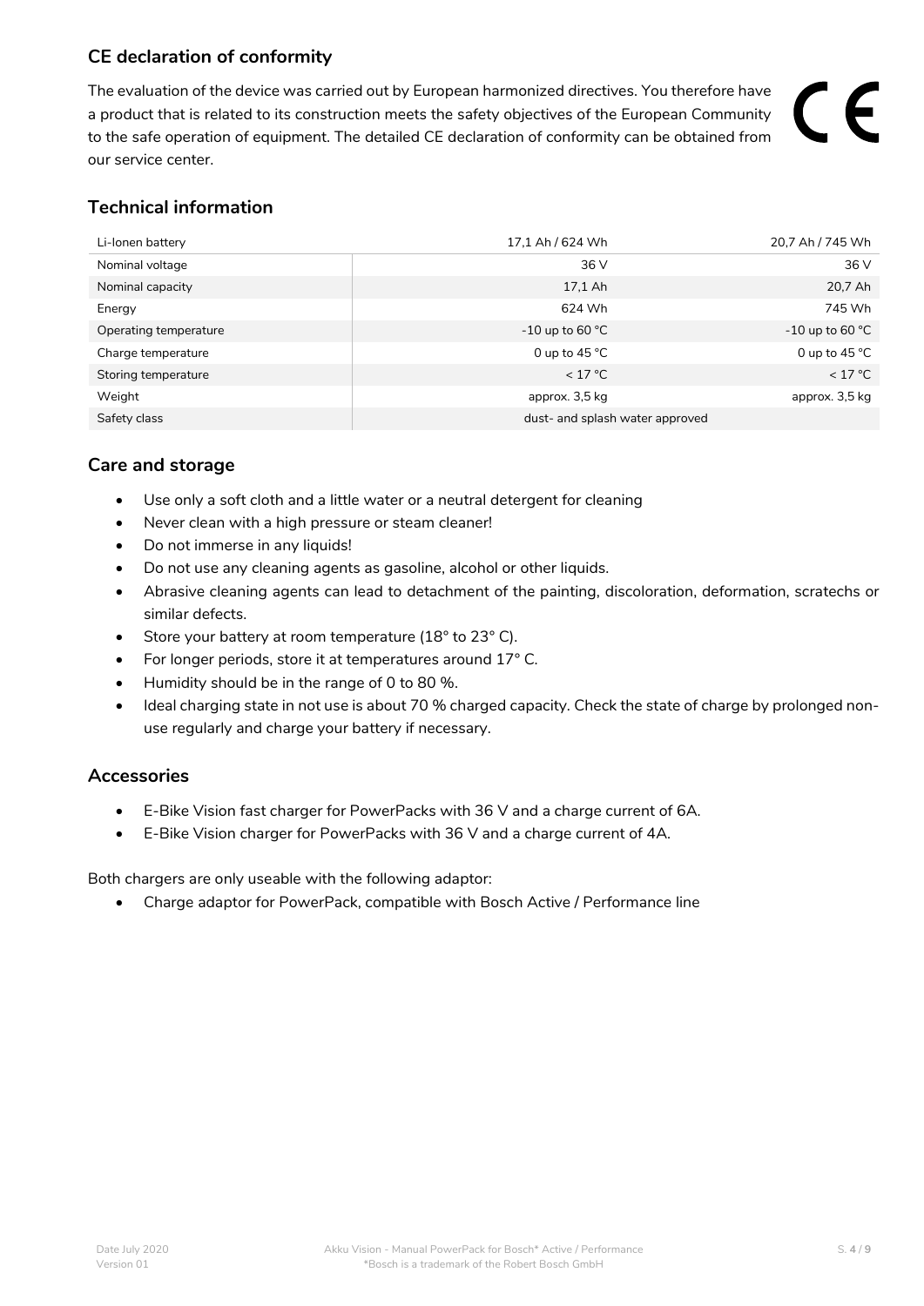## CE declaration of conformity

The evaluation of the device was carried out by European harmonized directives. You therefore have a product that is related to its construction meets the safety objectives of the European Community to the safe operation of equipment. The detailed CE declaration of conformity can be obtained from our service center.

CE

## Technical information

| Li-Ionen battery | 17,1 Ah / 624 Wh | 20,7 Ah / 745 Wh |
|---|---|---|
| Nominal voltage | 36 V | 36 V |
| Nominal capacity | 17,1 Ah | 20,7 Ah |
| Energy | 624 Wh | 745 Wh |
| Operating temperature | -10 up to 60 °C | -10 up to 60 °C |
| Charge temperature | 0 up to 45 °C | 0 up to 45 °C |
| Storing temperature | < 17 °C | < 17 °C |
| Weight | approx. 3,5 kg | approx. 3,5 kg |
| Safety class | dust- and splash water approved | |

## Care and storage

- Use only a soft cloth and a little water or a neutral detergent for cleaning
- Never clean with a high pressure or steam cleaner!
- Do not immerse in any liquids!
- Do not use any cleaning agents as gasoline, alcohol or other liquids.
- Abrasive cleaning agents can lead to detachment of the painting, discoloration, deformation, scratechs or similar defects.
- Store your battery at room temperature (18° to 23° C).
- For longer periods, store it at temperatures around 17° C.
- Humidity should be in the range of 0 to 80 %.
- Ideal charging state in not use is about 70 % charged capacity. Check the state of charge by prolonged non-use regularly and charge your battery if necessary.

## Accessories

- E-Bike Vision fast charger for PowerPacks with 36 V and a charge current of 6A.
- E-Bike Vision charger for PowerPacks with 36 V and a charge current of 4A.

Both chargers are only useable with the following adaptor:

- Charge adaptor for PowerPack, compatible with Bosch Active / Performance line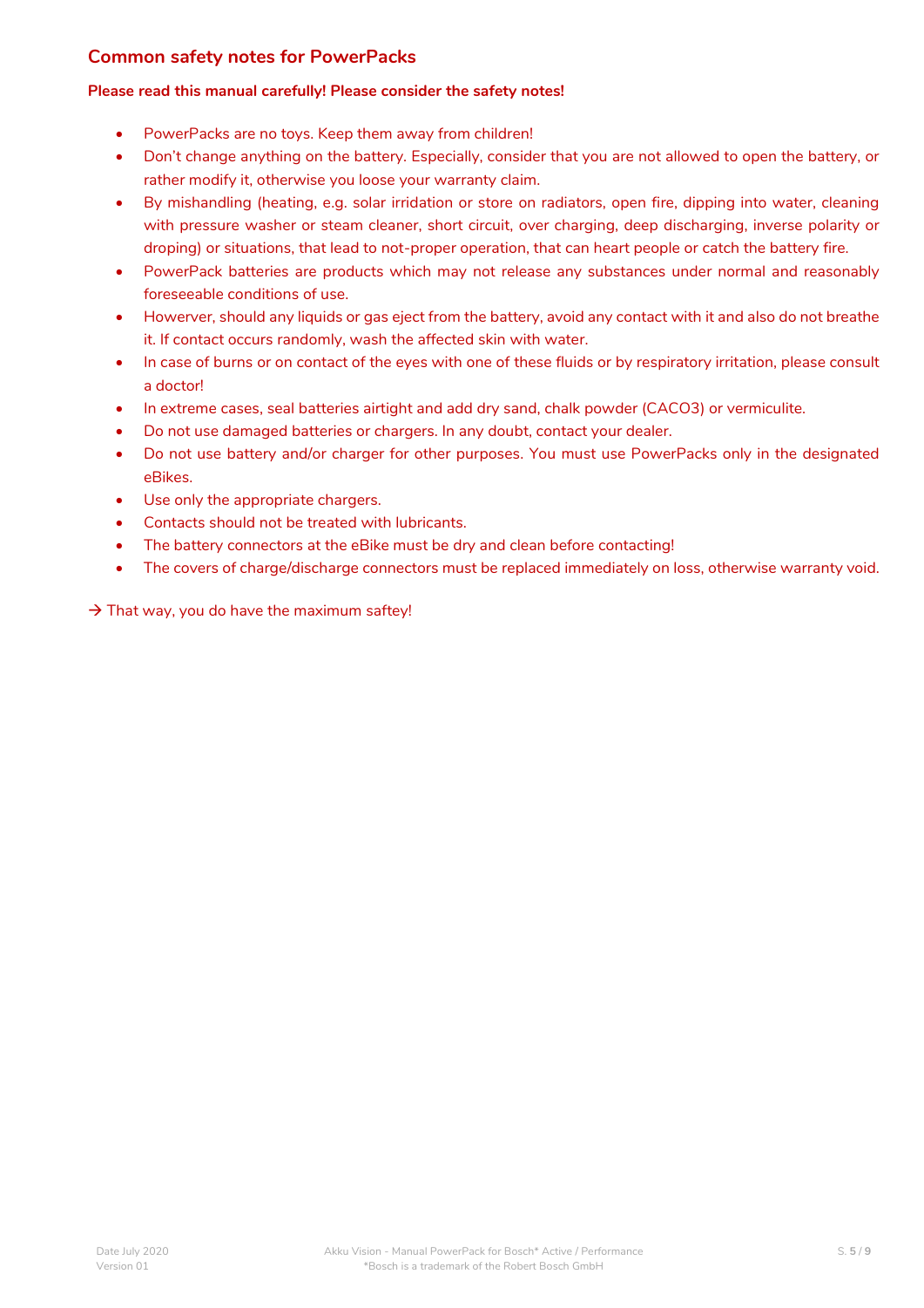## Common safety notes for PowerPacks

**Please read this manual carefully! Please consider the safety notes!**

- PowerPacks are no toys. Keep them away from children!
- Don't change anything on the battery. Especially, consider that you are not allowed to open the battery, or rather modify it, otherwise you loose your warranty claim.
- By mishandling (heating, e.g. solar irridation or store on radiators, open fire, dipping into water, cleaning with pressure washer or steam cleaner, short circuit, over charging, deep discharging, inverse polarity or droping) or situations, that lead to not-proper operation, that can heart people or catch the battery fire.
- PowerPack batteries are products which may not release any substances under normal and reasonably foreseeable conditions of use.
- Howerver, should any liquids or gas eject from the battery, avoid any contact with it and also do not breathe it. If contact occurs randomly, wash the affected skin with water.
- In case of burns or on contact of the eyes with one of these fluids or by respiratory irritation, please consult a doctor!
- In extreme cases, seal batteries airtight and add dry sand, chalk powder (CACO3) or vermiculite.
- Do not use damaged batteries or chargers. In any doubt, contact your dealer.
- Do not use battery and/or charger for other purposes. You must use PowerPacks only in the designated eBikes.
- Use only the appropriate chargers.
- Contacts should not be treated with lubricants.
- The battery connectors at the eBike must be dry and clean before contacting!
- The covers of charge/discharge connectors must be replaced immediately on loss, otherwise warranty void.

→ That way, you do have the maximum saftey!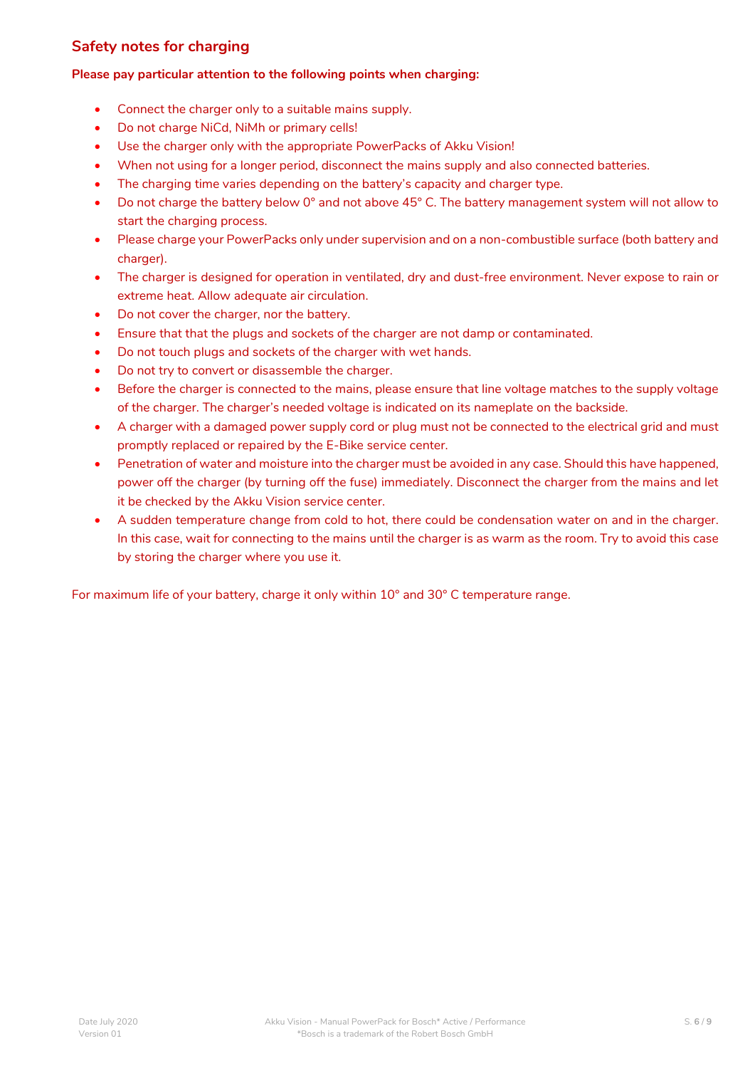## Safety notes for charging

**Please pay particular attention to the following points when charging:**

- Connect the charger only to a suitable mains supply.
- Do not charge NiCd, NiMh or primary cells!
- Use the charger only with the appropriate PowerPacks of Akku Vision!
- When not using for a longer period, disconnect the mains supply and also connected batteries.
- The charging time varies depending on the battery's capacity and charger type.
- Do not charge the battery below 0° and not above 45° C. The battery management system will not allow to start the charging process.
- Please charge your PowerPacks only under supervision and on a non-combustible surface (both battery and charger).
- The charger is designed for operation in ventilated, dry and dust-free environment. Never expose to rain or extreme heat. Allow adequate air circulation.
- Do not cover the charger, nor the battery.
- Ensure that that the plugs and sockets of the charger are not damp or contaminated.
- Do not touch plugs and sockets of the charger with wet hands.
- Do not try to convert or disassemble the charger.
- Before the charger is connected to the mains, please ensure that line voltage matches to the supply voltage of the charger. The charger's needed voltage is indicated on its nameplate on the backside.
- A charger with a damaged power supply cord or plug must not be connected to the electrical grid and must promptly replaced or repaired by the E-Bike service center.
- Penetration of water and moisture into the charger must be avoided in any case. Should this have happened, power off the charger (by turning off the fuse) immediately. Disconnect the charger from the mains and let it be checked by the Akku Vision service center.
- A sudden temperature change from cold to hot, there could be condensation water on and in the charger. In this case, wait for connecting to the mains until the charger is as warm as the room. Try to avoid this case by storing the charger where you use it.

For maximum life of your battery, charge it only within 10° and 30° C temperature range.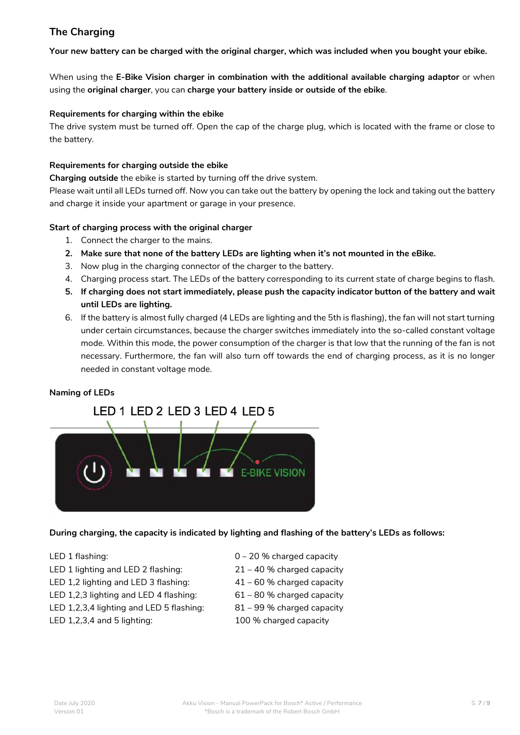## The Charging

**Your new battery can be charged with the original charger, which was included when you bought your ebike.**

When using the **E-Bike Vision charger in combination with the additional available charging adaptor** or when using the **original charger**, you can **charge your battery inside or outside of the ebike**.

**Requirements for charging within the ebike**

The drive system must be turned off. Open the cap of the charge plug, which is located with the frame or close to the battery.

**Requirements for charging outside the ebike**

**Charging outside** the ebike is started by turning off the drive system.
Please wait until all LEDs turned off. Now you can take out the battery by opening the lock and taking out the battery and charge it inside your apartment or garage in your presence.

**Start of charging process with the original charger**

1. Connect the charger to the mains.
2. **Make sure that none of the battery LEDs are lighting when it's not mounted in the eBike.**
3. Now plug in the charging connector of the charger to the battery.
4. Charging process start. The LEDs of the battery corresponding to its current state of charge begins to flash.
5. **If charging does not start immediately, please push the capacity indicator button of the battery and wait until LEDs are lighting.**
6. If the battery is almost fully charged (4 LEDs are lighting and the 5th is flashing), the fan will not start turning under certain circumstances, because the charger switches immediately into the so-called constant voltage mode. Within this mode, the power consumption of the charger is that low that the running of the fan is not necessary. Furthermore, the fan will also turn off towards the end of charging process, as it is no longer needed in constant voltage mode.

**Naming of LEDs**

LED 1 LED 2 LED 3 LED 4 LED 5

E-BIKE VISION

**During charging, the capacity is indicated by lighting and flashing of the battery's LEDs as follows:**

| | |
|---|---|
| LED 1 flashing: | 0 – 20 % charged capacity |
| LED 1 lighting and LED 2 flashing: | 21 – 40 % charged capacity |
| LED 1,2 lighting and LED 3 flashing: | 41 – 60 % charged capacity |
| LED 1,2,3 lighting and LED 4 flashing: | 61 – 80 % charged capacity |
| LED 1,2,3,4 lighting and LED 5 flashing: | 81 – 99 % charged capacity |
| LED 1,2,3,4 and 5 lighting: | 100 % charged capacity |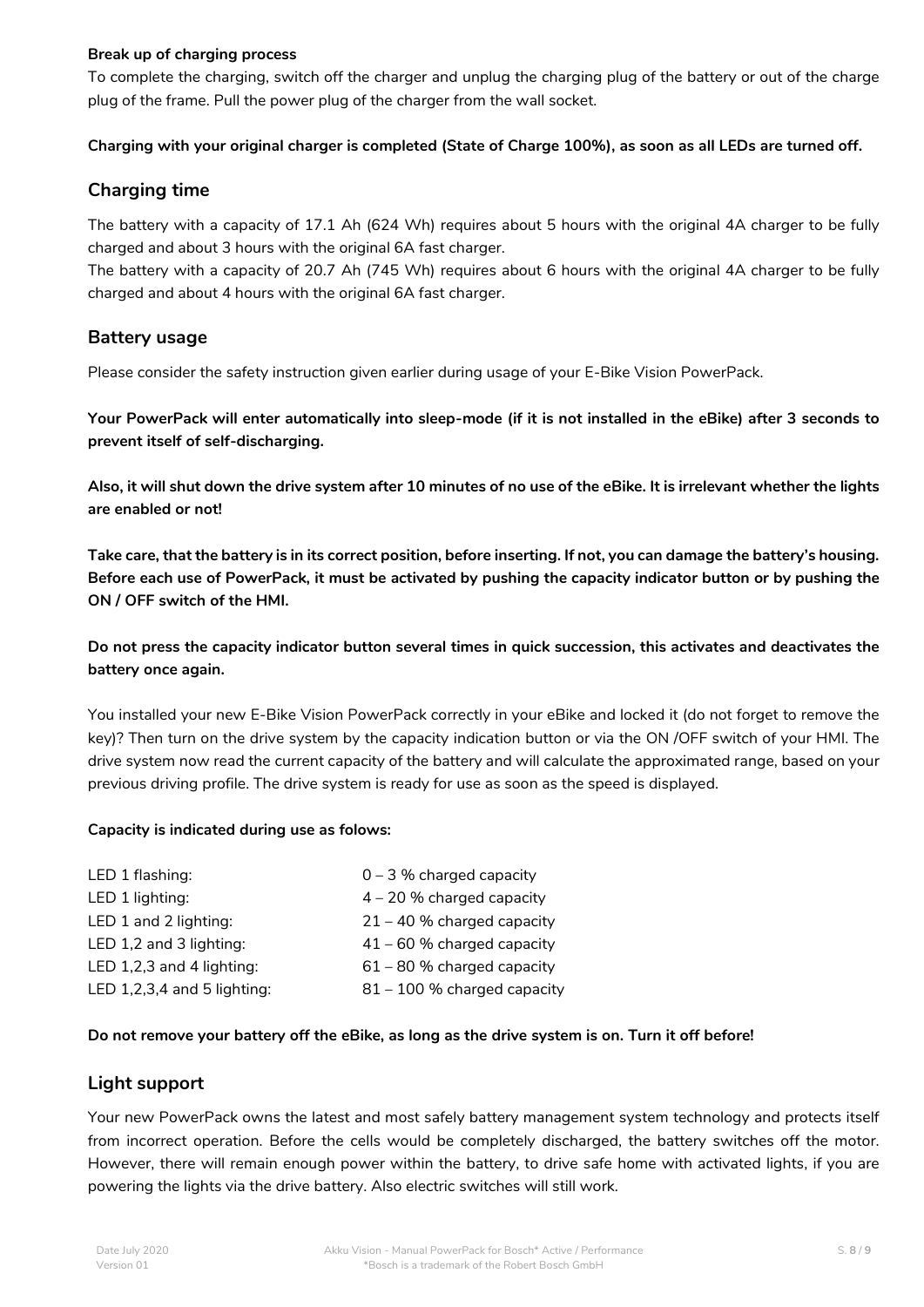**Break up of charging process**

To complete the charging, switch off the charger and unplug the charging plug of the battery or out of the charge plug of the frame. Pull the power plug of the charger from the wall socket.

**Charging with your original charger is completed (State of Charge 100%), as soon as all LEDs are turned off.**

## Charging time

The battery with a capacity of 17.1 Ah (624 Wh) requires about 5 hours with the original 4A charger to be fully charged and about 3 hours with the original 6A fast charger.
The battery with a capacity of 20.7 Ah (745 Wh) requires about 6 hours with the original 4A charger to be fully charged and about 4 hours with the original 6A fast charger.

## Battery usage

Please consider the safety instruction given earlier during usage of your E-Bike Vision PowerPack.

**Your PowerPack will enter automatically into sleep-mode (if it is not installed in the eBike) after 3 seconds to prevent itself of self-discharging.**

**Also, it will shut down the drive system after 10 minutes of no use of the eBike. It is irrelevant whether the lights are enabled or not!**

**Take care, that the battery is in its correct position, before inserting. If not, you can damage the battery's housing. Before each use of PowerPack, it must be activated by pushing the capacity indicator button or by pushing the ON / OFF switch of the HMI.**

**Do not press the capacity indicator button several times in quick succession, this activates and deactivates the battery once again.**

You installed your new E-Bike Vision PowerPack correctly in your eBike and locked it (do not forget to remove the key)? Then turn on the drive system by the capacity indication button or via the ON /OFF switch of your HMI. The drive system now read the current capacity of the battery and will calculate the approximated range, based on your previous driving profile. The drive system is ready for use as soon as the speed is displayed.

**Capacity is indicated during use as folows:**

| | |
|---|---|
| LED 1 flashing: | 0 – 3 % charged capacity |
| LED 1 lighting: | 4 – 20 % charged capacity |
| LED 1 and 2 lighting: | 21 – 40 % charged capacity |
| LED 1,2 and 3 lighting: | 41 – 60 % charged capacity |
| LED 1,2,3 and 4 lighting: | 61 – 80 % charged capacity |
| LED 1,2,3,4 and 5 lighting: | 81 – 100 % charged capacity |

**Do not remove your battery off the eBike, as long as the drive system is on. Turn it off before!**

## Light support

Your new PowerPack owns the latest and most safely battery management system technology and protects itself from incorrect operation. Before the cells would be completely discharged, the battery switches off the motor. However, there will remain enough power within the battery, to drive safe home with activated lights, if you are powering the lights via the drive battery. Also electric switches will still work.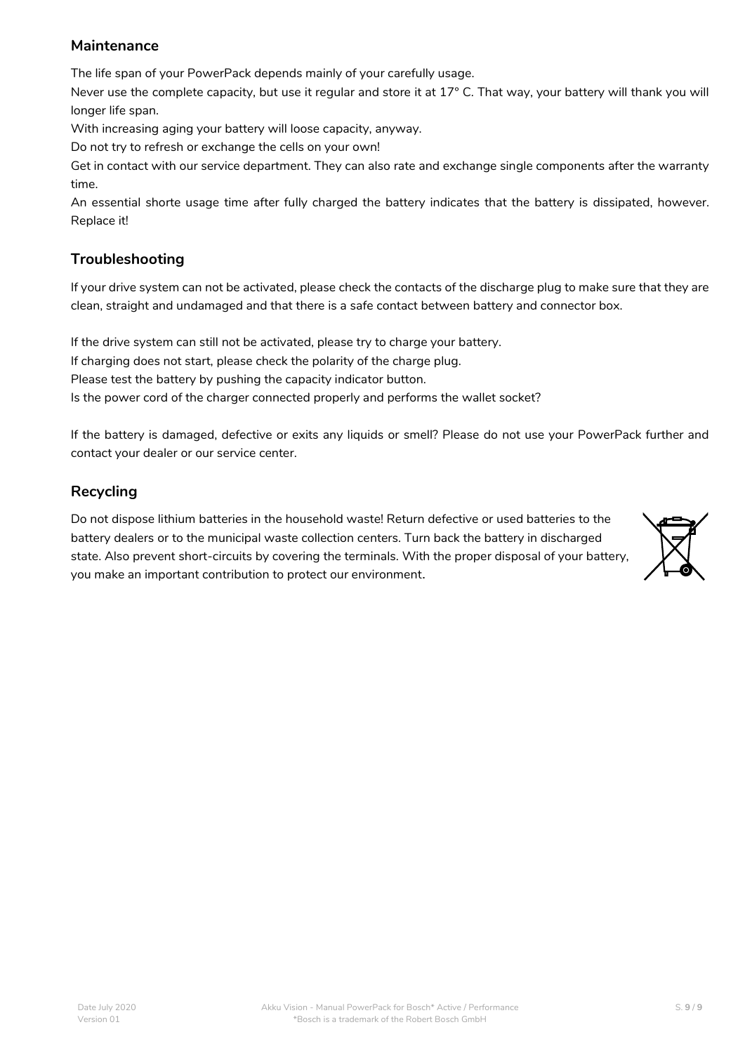## Maintenance

The life span of your PowerPack depends mainly of your carefully usage.

Never use the complete capacity, but use it regular and store it at 17° C. That way, your battery will thank you will longer life span.

With increasing aging your battery will loose capacity, anyway.

Do not try to refresh or exchange the cells on your own!

Get in contact with our service department. They can also rate and exchange single components after the warranty time.

An essential shorte usage time after fully charged the battery indicates that the battery is dissipated, however. Replace it!

## Troubleshooting

If your drive system can not be activated, please check the contacts of the discharge plug to make sure that they are clean, straight and undamaged and that there is a safe contact between battery and connector box.

If the drive system can still not be activated, please try to charge your battery.
If charging does not start, please check the polarity of the charge plug.
Please test the battery by pushing the capacity indicator button.
Is the power cord of the charger connected properly and performs the wallet socket?

If the battery is damaged, defective or exits any liquids or smell? Please do not use your PowerPack further and contact your dealer or our service center.

## Recycling

Do not dispose lithium batteries in the household waste! Return defective or used batteries to the battery dealers or to the municipal waste collection centers. Turn back the battery in discharged state. Also prevent short-circuits by covering the terminals. With the proper disposal of your battery, you make an important contribution to protect our environment.